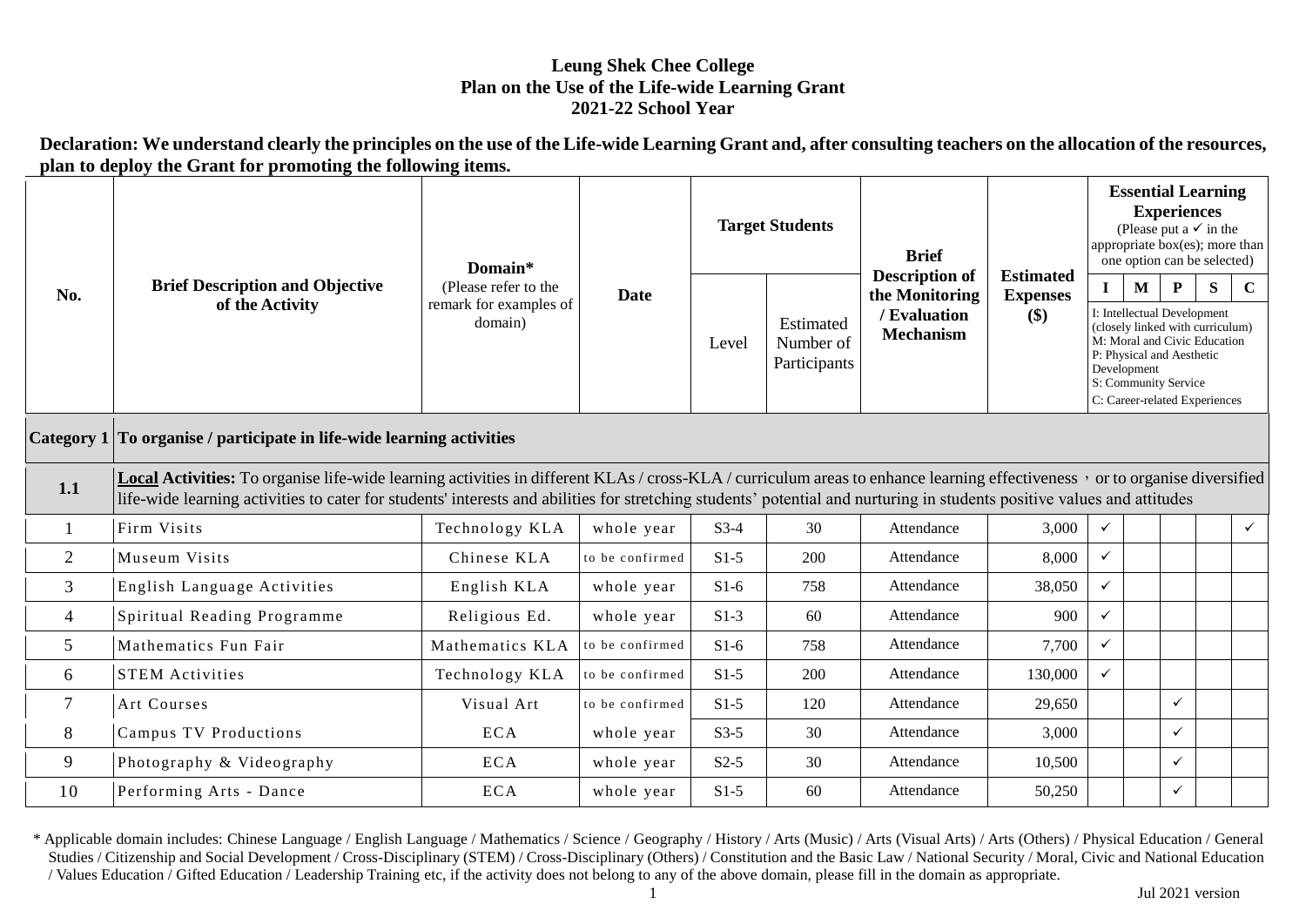# Leung Shek Chee College
## Plan on the Use of the Life-wide Learning Grant
## 2021-22 School Year

**Declaration: We understand clearly the principles on the use of the Life-wide Learning Grant and, after consulting teachers on the allocation of the resources, plan to deploy the Grant for promoting the following items.**

| No. | Brief Description and Objective of the Activity | Domain* (Please refer to the remark for examples of domain) | Date | Target Students | | Brief Description of the Monitoring / Evaluation Mechanism | Estimated Expenses ($) | Essential Learning Experiences (Please put a ✓ in the appropriate box(es); more than one option can be selected) | | | | |
|---|---|---|---|---|---|---|---|---|---|---|---|---|
| | | | | Level | Estimated Number of Participants | | | I | M | P | S | C |
| | | | | | | | | I: Intellectual Development (closely linked with curriculum) M: Moral and Civic Education P: Physical and Aesthetic Development S: Community Service C: Career-related Experiences | | | | |
| **Category 1** | **To organise / participate in life-wide learning activities** | | | | | | | | | | | |
| **1.1** | **Local Activities:** To organise life-wide learning activities in different KLAs / cross-KLA / curriculum areas to enhance learning effectiveness, or to organise diversified life-wide learning activities to cater for students' interests and abilities for stretching students' potential and nurturing in students positive values and attitudes | | | | | | | | | | | |
| 1 | Firm Visits | Technology KLA | whole year | S3-4 | 30 | Attendance | 3,000 | ✓ | | | | ✓ |
| 2 | Museum Visits | Chinese KLA | to be confirmed | S1-5 | 200 | Attendance | 8,000 | ✓ | | | | |
| 3 | English Language Activities | English KLA | whole year | S1-6 | 758 | Attendance | 38,050 | ✓ | | | | |
| 4 | Spiritual Reading Programme | Religious Ed. | whole year | S1-3 | 60 | Attendance | 900 | ✓ | | | | |
| 5 | Mathematics Fun Fair | Mathematics KLA | to be confirmed | S1-6 | 758 | Attendance | 7,700 | ✓ | | | | |
| 6 | STEM Activities | Technology KLA | to be confirmed | S1-5 | 200 | Attendance | 130,000 | ✓ | | | | |
| 7 | Art Courses | Visual Art | to be confirmed | S1-5 | 120 | Attendance | 29,650 | | | ✓ | | |
| 8 | Campus TV Productions | ECA | whole year | S3-5 | 30 | Attendance | 3,000 | | | ✓ | | |
| 9 | Photography & Videography | ECA | whole year | S2-5 | 30 | Attendance | 10,500 | | | ✓ | | |
| 10 | Performing Arts - Dance | ECA | whole year | S1-5 | 60 | Attendance | 50,250 | | | ✓ | | |

\* Applicable domain includes: Chinese Language / English Language / Mathematics / Science / Geography / History / Arts (Music) / Arts (Visual Arts) / Arts (Others) / Physical Education / General Studies / Citizenship and Social Development / Cross-Disciplinary (STEM) / Cross-Disciplinary (Others) / Constitution and the Basic Law / National Security / Moral, Civic and National Education / Values Education / Gifted Education / Leadership Training etc, if the activity does not belong to any of the above domain, please fill in the domain as appropriate.

Jul 2021 version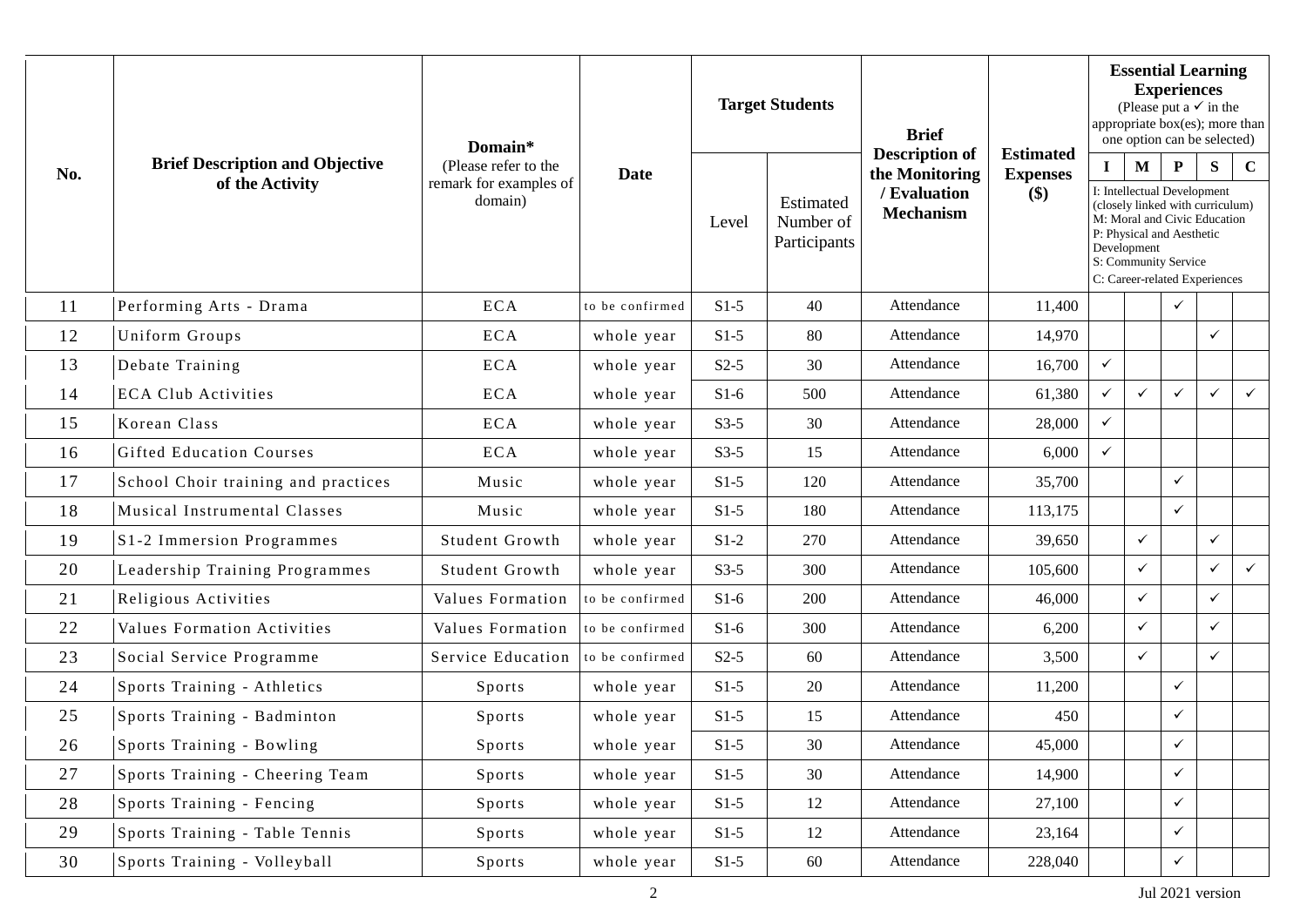| No. | Brief Description and Objective of the Activity | Domain* (Please refer to the remark for examples of domain) | Date | Target Students | | Brief Description of the Monitoring / Evaluation Mechanism | Estimated Expenses ($) | Essential Learning Experiences (Please put a ✓ in the appropriate box(es); more than one option can be selected) | | | | |
|---|---|---|---|---|---|---|---|---|---|---|---|---|
| | | | | Level | Estimated Number of Participants | | | I | M | P | S | C |
| | | | | | | | | I: Intellectual Development (closely linked with curriculum) M: Moral and Civic Education P: Physical and Aesthetic Development S: Community Service C: Career-related Experiences | | | | |
| 11 | Performing Arts - Drama | ECA | to be confirmed | S1-5 | 40 | Attendance | 11,400 | | | ✓ | | |
| 12 | Uniform Groups | ECA | whole year | S1-5 | 80 | Attendance | 14,970 | | | | ✓ | |
| 13 | Debate Training | ECA | whole year | S2-5 | 30 | Attendance | 16,700 | ✓ | | | | |
| 14 | ECA Club Activities | ECA | whole year | S1-6 | 500 | Attendance | 61,380 | ✓ | ✓ | ✓ | ✓ | ✓ |
| 15 | Korean Class | ECA | whole year | S3-5 | 30 | Attendance | 28,000 | ✓ | | | | |
| 16 | Gifted Education Courses | ECA | whole year | S3-5 | 15 | Attendance | 6,000 | ✓ | | | | |
| 17 | School Choir training and practices | Music | whole year | S1-5 | 120 | Attendance | 35,700 | | | ✓ | | |
| 18 | Musical Instrumental Classes | Music | whole year | S1-5 | 180 | Attendance | 113,175 | | | ✓ | | |
| 19 | S1-2 Immersion Programmes | Student Growth | whole year | S1-2 | 270 | Attendance | 39,650 | | ✓ | | ✓ | |
| 20 | Leadership Training Programmes | Student Growth | whole year | S3-5 | 300 | Attendance | 105,600 | | ✓ | | ✓ | ✓ |
| 21 | Religious Activities | Values Formation | to be confirmed | S1-6 | 200 | Attendance | 46,000 | | ✓ | | ✓ | |
| 22 | Values Formation Activities | Values Formation | to be confirmed | S1-6 | 300 | Attendance | 6,200 | | ✓ | | ✓ | |
| 23 | Social Service Programme | Service Education | to be confirmed | S2-5 | 60 | Attendance | 3,500 | | ✓ | | ✓ | |
| 24 | Sports Training - Athletics | Sports | whole year | S1-5 | 20 | Attendance | 11,200 | | | ✓ | | |
| 25 | Sports Training - Badminton | Sports | whole year | S1-5 | 15 | Attendance | 450 | | | ✓ | | |
| 26 | Sports Training - Bowling | Sports | whole year | S1-5 | 30 | Attendance | 45,000 | | | ✓ | | |
| 27 | Sports Training - Cheering Team | Sports | whole year | S1-5 | 30 | Attendance | 14,900 | | | ✓ | | |
| 28 | Sports Training - Fencing | Sports | whole year | S1-5 | 12 | Attendance | 27,100 | | | ✓ | | |
| 29 | Sports Training - Table Tennis | Sports | whole year | S1-5 | 12 | Attendance | 23,164 | | | ✓ | | |
| 30 | Sports Training - Volleyball | Sports | whole year | S1-5 | 60 | Attendance | 228,040 | | | ✓ | | |

Jul 2021 version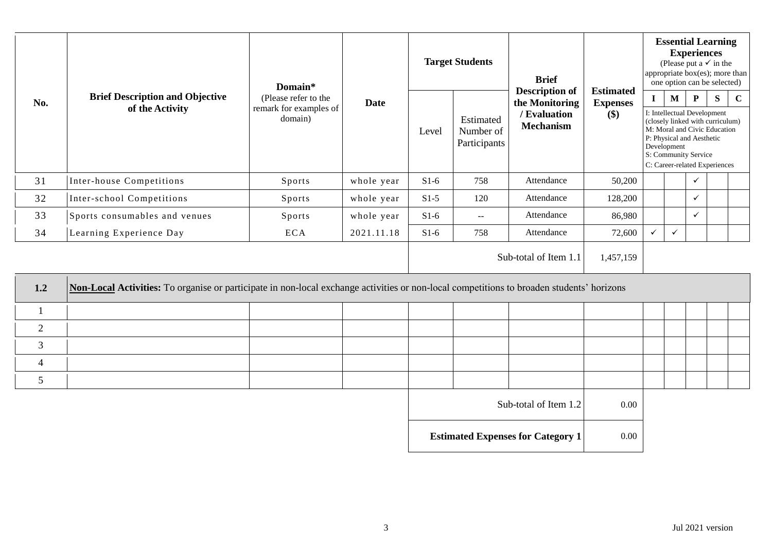| No. | Brief Description and Objective of the Activity | Domain* (Please refer to the remark for examples of domain) | Date | Target Students | | Brief Description of the Monitoring / Evaluation Mechanism | Estimated Expenses ($) | Essential Learning Experiences (Please put a ✓ in the appropriate box(es); more than one option can be selected) | | | | |
|---|---|---|---|---|---|---|---|---|---|---|---|---|
| | | | | Level | Estimated Number of Participants | | | I | M | P | S | C |
| | | | | | | | | I: Intellectual Development (closely linked with curriculum) M: Moral and Civic Education P: Physical and Aesthetic Development S: Community Service C: Career-related Experiences | | | | |
| 31 | Inter-house Competitions | Sports | whole year | S1-6 | 758 | Attendance | 50,200 | | | ✓ | | |
| 32 | Inter-school Competitions | Sports | whole year | S1-5 | 120 | Attendance | 128,200 | | | ✓ | | |
| 33 | Sports consumables and venues | Sports | whole year | S1-6 | -- | Attendance | 86,980 | | | ✓ | | |
| 34 | Learning Experience Day | ECA | 2021.11.18 | S1-6 | 758 | Attendance | 72,600 | ✓ | ✓ | | | |
| | | | | | | Sub-total of Item 1.1 | 1,457,159 | | | | | |

| 1.2 | **Non-Local Activities:** To organise or participate in non-local exchange activities or non-local competitions to broaden students' horizons | | | | | | | | | | | |
|---|---|---|---|---|---|---|---|---|---|---|---|---|
| 1 | | | | | | | | | | | | |
| 2 | | | | | | | | | | | | |
| 3 | | | | | | | | | | | | |
| 4 | | | | | | | | | | | | |
| 5 | | | | | | | | | | | | |
| | | | | | | Sub-total of Item 1.2 | 0.00 | | | | | |
| | | | | | | **Estimated Expenses for Category 1** | 0.00 | | | | | |

Jul 2021 version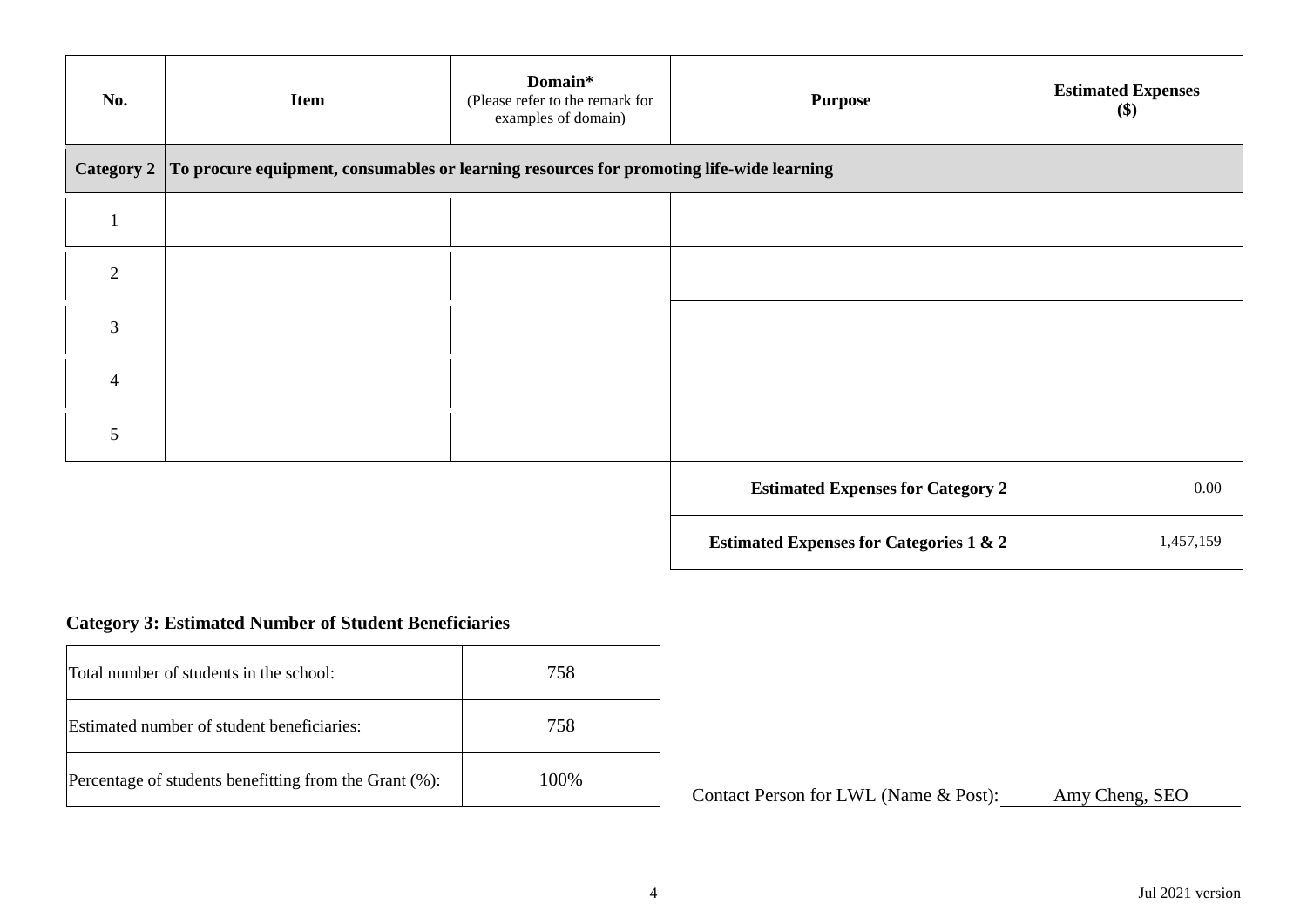| No. | Item | Domain* (Please refer to the remark for examples of domain) | Purpose | Estimated Expenses ($) |
|---|---|---|---|---|
| **Category 2** | **To procure equipment, consumables or learning resources for promoting life-wide learning** | | | |
| 1 | | | | |
| 2 | | | | |
| 3 | | | | |
| 4 | | | | |
| 5 | | | | |
| | | | **Estimated Expenses for Category 2** | 0.00 |
| | | | **Estimated Expenses for Categories 1 & 2** | 1,457,159 |

### Category 3: Estimated Number of Student Beneficiaries

| | |
|---|---|
| Total number of students in the school: | 758 |
| Estimated number of student beneficiaries: | 758 |
| Percentage of students benefitting from the Grant (%): | 100% |

Contact Person for LWL (Name & Post): Amy Cheng, SEO

Jul 2021 version